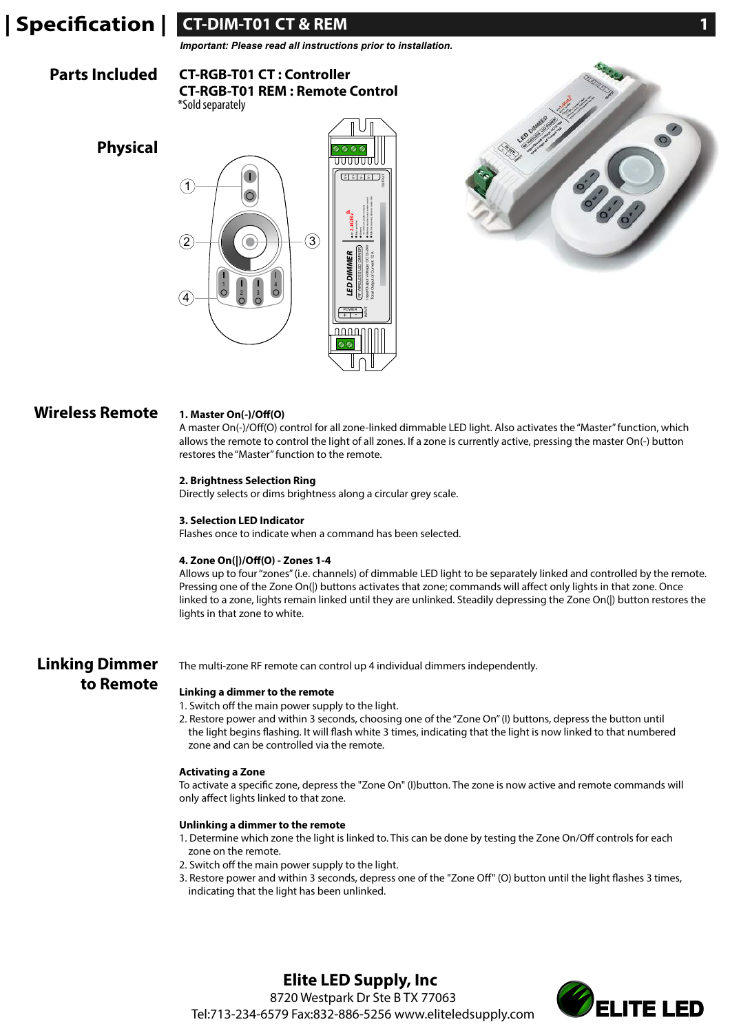# | Specification | CT-DIM-T01 CT & REM

***Important: Please read all instructions prior to installation.***

## Parts Included

**CT-RGB-T01 CT : Controller**
**CT-RGB-T01 REM : Remote Control**
*Sold separately

## Physical

## Wireless Remote

**1. Master On(-)/Off(O)**
A master On(-)/Off(O) control for all zone-linked dimmable LED light. Also activates the "Master" function, which allows the remote to control the light of all zones. If a zone is currently active, pressing the master On(-) button restores the "Master" function to the remote.

**2. Brightness Selection Ring**
Directly selects or dims brightness along a circular grey scale.

**3. Selection LED Indicator**
Flashes once to indicate when a command has been selected.

**4. Zone On(|)/Off(O) - Zones 1-4**
Allows up to four "zones" (i.e. channels) of dimmable LED light to be separately linked and controlled by the remote. Pressing one of the Zone On(|) buttons activates that zone; commands will affect only lights in that zone. Once linked to a zone, lights remain linked until they are unlinked. Steadily depressing the Zone On(|) button restores the lights in that zone to white.

## Linking Dimmer to Remote

The multi-zone RF remote can control up 4 individual dimmers independently.

**Linking a dimmer to the remote**
1. Switch off the main power supply to the light.
2. Restore power and within 3 seconds, choosing one of the "Zone On" (I) buttons, depress the button until the light begins flashing. It will flash white 3 times, indicating that the light is now linked to that numbered zone and can be controlled via the remote.

**Activating a Zone**
To activate a specific zone, depress the "Zone On" (I)button. The zone is now active and remote commands will only affect lights linked to that zone.

**Unlinking a dimmer to the remote**
1. Determine which zone the light is linked to. This can be done by testing the Zone On/Off controls for each zone on the remote.
2. Switch off the main power supply to the light.
3. Restore power and within 3 seconds, depress one of the "Zone Off" (O) button until the light flashes 3 times, indicating that the light has been unlinked.

**Elite LED Supply, Inc**
8720 Westpark Dr Ste B TX 77063
Tel:713-234-6579 Fax:832-886-5256 www.eliteledsupply.com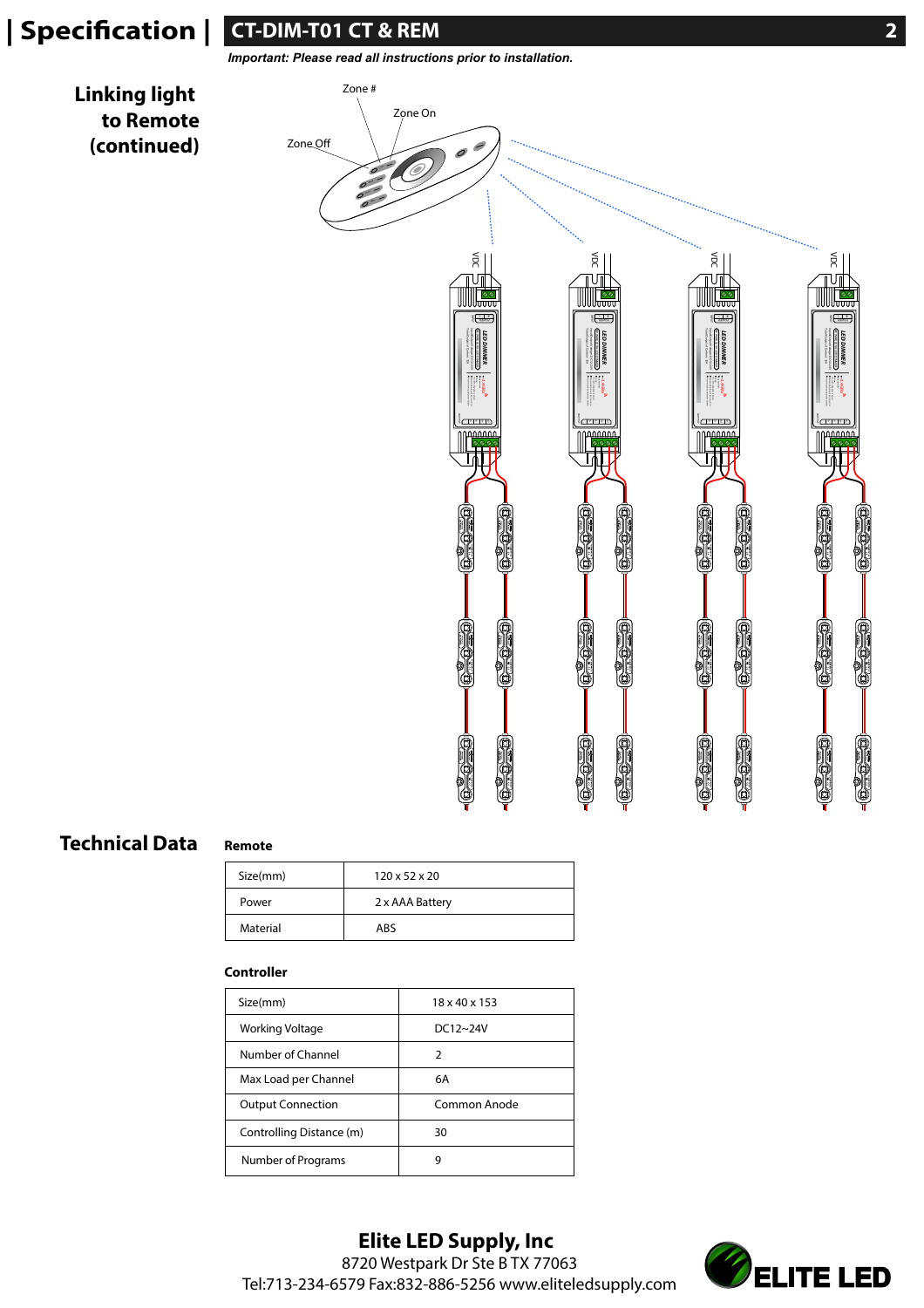# | Specification | CT-DIM-T01 CT & REM

***Important: Please read all instructions prior to installation.***

## Linking light to Remote (continued)

Zone #

Zone On

Zone Off

VDC

VDC

VDC

VDC

## Technical Data

**Remote**

| | |
|---|---|
| Size(mm) | 120 x 52 x 20 |
| Power | 2 x AAA Battery |
| Material | ABS |

**Controller**

| | |
|---|---|
| Size(mm) | 18 x 40 x 153 |
| Working Voltage | DC12~24V |
| Number of Channel | 2 |
| Max Load per Channel | 6A |
| Output Connection | Common Anode |
| Controlling Distance (m) | 30 |
| Number of Programs | 9 |

**Elite LED Supply, Inc**

8720 Westpark Dr Ste B TX 77063

Tel:713-234-6579 Fax:832-886-5256 www.eliteledsupply.com

ELITE LED